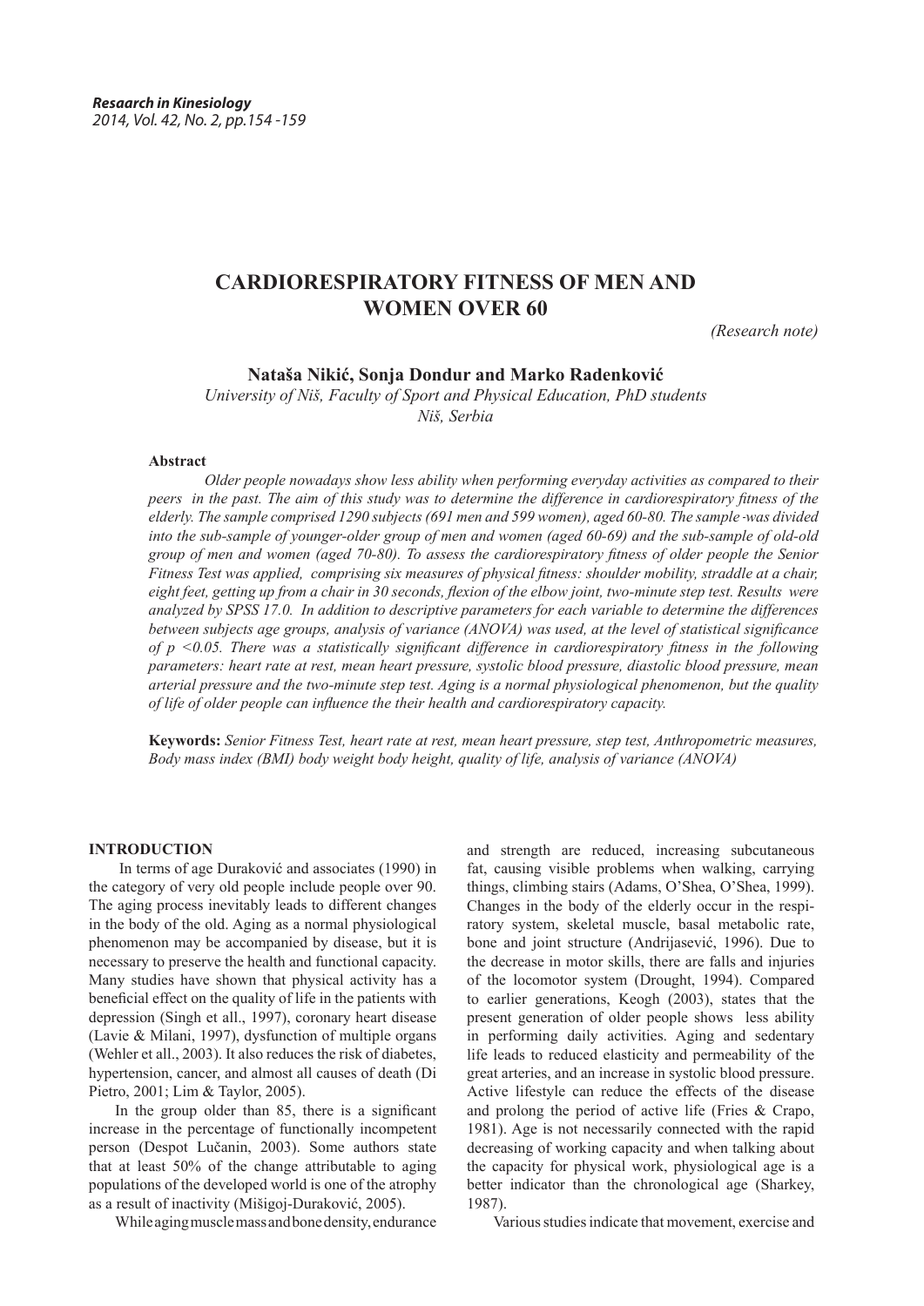# CARDIORESPIRATORY FITNESS OF MEN AND WOMEN OVER 60

*(Research note)*

**Nataša Nikić, Sonja Dondur and Marko Radenković**

*University of Niš, Faculty of Sport and Physical Education, PhD students*
*Niš, Serbia*

**Abstract**

*Older people nowadays show less ability when performing everyday activities as compared to their peers in the past. The aim of this study was to determine the difference in cardiorespiratory fitness of the elderly. The sample comprised 1290 subjects (691 men and 599 women), aged 60-80. The sample was divided into the sub-sample of younger-older group of men and women (aged 60-69) and the sub-sample of old-old group of men and women (aged 70-80). To assess the cardiorespiratory fitness of older people the Senior Fitness Test was applied, comprising six measures of physical fitness: shoulder mobility, straddle at a chair, eight feet, getting up from a chair in 30 seconds, flexion of the elbow joint, two-minute step test. Results were analyzed by SPSS 17.0. In addition to descriptive parameters for each variable to determine the differences between subjects age groups, analysis of variance (ANOVA) was used, at the level of statistical significance of $p < 0.05$. There was a statistically significant difference in cardiorespiratory fitness in the following parameters: heart rate at rest, mean heart pressure, systolic blood pressure, diastolic blood pressure, mean arterial pressure and the two-minute step test. Aging is a normal physiological phenomenon, but the quality of life of older people can influence the their health and cardiorespiratory capacity.*

**Keywords:** *Senior Fitness Test, heart rate at rest, mean heart pressure, step test, Anthropometric measures, Body mass index (BMI) body weight body height, quality of life, analysis of variance (ANOVA)*

## INTRODUCTION

In terms of age Duraković and associates (1990) in the category of very old people include people over 90. The aging process inevitably leads to different changes in the body of the old. Aging as a normal physiological phenomenon may be accompanied by disease, but it is necessary to preserve the health and functional capacity. Many studies have shown that physical activity has a beneficial effect on the quality of life in the patients with depression (Singh et all., 1997), coronary heart disease (Lavie & Milani, 1997), dysfunction of multiple organs (Wehler et all., 2003). It also reduces the risk of diabetes, hypertension, cancer, and almost all causes of death (Di Pietro, 2001; Lim & Taylor, 2005).

In the group older than 85, there is a significant increase in the percentage of functionally incompetent person (Despot Lučanin, 2003). Some authors state that at least 50% of the change attributable to aging populations of the developed world is one of the atrophy as a result of inactivity (Mišigoj-Duraković, 2005).

While aging muscle mass and bone density, endurance and strength are reduced, increasing subcutaneous fat, causing visible problems when walking, carrying things, climbing stairs (Adams, O'Shea, O'Shea, 1999). Changes in the body of the elderly occur in the respiratory system, skeletal muscle, basal metabolic rate, bone and joint structure (Andrijasević, 1996). Due to the decrease in motor skills, there are falls and injuries of the locomotor system (Drought, 1994). Compared to earlier generations, Keogh (2003), states that the present generation of older people shows less ability in performing daily activities. Aging and sedentary life leads to reduced elasticity and permeability of the great arteries, and an increase in systolic blood pressure. Active lifestyle can reduce the effects of the disease and prolong the period of active life (Fries & Crapo, 1981). Age is not necessarily connected with the rapid decreasing of working capacity and when talking about the capacity for physical work, physiological age is a better indicator than the chronological age (Sharkey, 1987).

Various studies indicate that movement, exercise and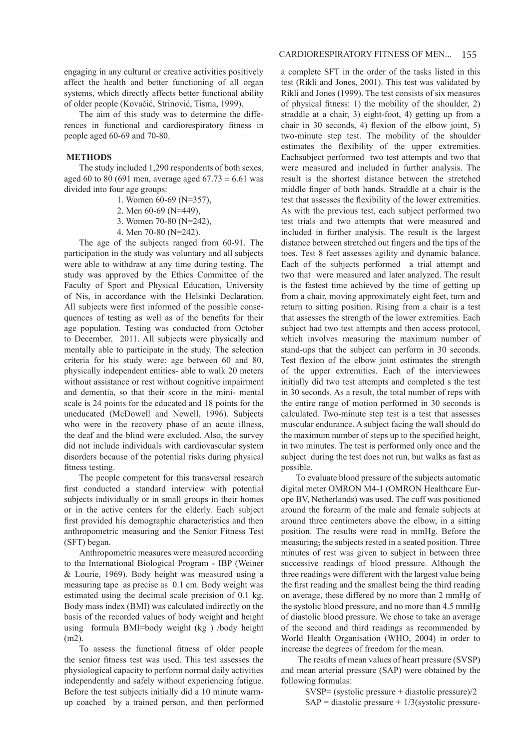engaging in any cultural or creative activities positively affect the health and better functioning of all organ systems, which directly affects better functional ability of older people (Kovačić, Strinović, Tisma, 1999).

The aim of this study was to determine the differences in functional and cardiorespiratory fitness in people aged 60-69 and 70-80.

## METHODS

The study included 1,290 respondents of both sexes, aged 60 to 80 (691 men, average aged 67.73 ± 6.61 was divided into four age groups:

1. Women 60-69 (N=357),
2. Men 60-69 (N=449),
3. Women 70-80 (N=242),
4. Men 70-80 (N=242).

The age of the subjects ranged from 60-91. The participation in the study was voluntary and all subjects were able to withdraw at any time during testing. The study was approved by the Ethics Committee of the Faculty of Sport and Physical Education, University of Nis, in accordance with the Helsinki Declaration. All subjects were first informed of the possible consequences of testing as well as of the benefits for their age population. Testing was conducted from October to December, 2011. All subjects were physically and mentally able to participate in the study. The selection criteria for his study were: age between 60 and 80, physically independent entities- able to walk 20 meters without assistance or rest without cognitive impairment and dementia, so that their score in the mini- mental scale is 24 points for the educated and 18 points for the uneducated (McDowell and Newell, 1996). Subjects who were in the recovery phase of an acute illness, the deaf and the blind were excluded. Also, the survey did not include individuals with cardiovascular system disorders because of the potential risks during physical fitness testing.

The people competent for this transversal research first conducted a standard interview with potential subjects individually or in small groups in their homes or in the active centers for the elderly. Each subject first provided his demographic characteristics and then anthropometric measuring and the Senior Fitness Test (SFT) began.

Anthropometric measures were measured according to the International Biological Program - IBP (Weiner & Lourie, 1969). Body height was measured using a measuring tape as precise as 0.1 cm. Body weight was estimated using the decimal scale precision of 0.1 kg. Body mass index (BMI) was calculated indirectly on the basis of the recorded values of body weight and height using formula BMI=body weight (kg ) /body height (m2).

To assess the functional fitness of older people the senior fitness test was used. This test assesses the physiological capacity to perform normal daily activities independently and safely without experiencing fatigue. Before the test subjects initially did a 10 minute warm-up coached by a trained person, and then performed a complete SFT in the order of the tasks listed in this test (Rikli and Jones, 2001). This test was validated by Rikli and Jones (1999). The test consists of six measures of physical fitness: 1) the mobility of the shoulder, 2) straddle at a chair, 3) eight-foot, 4) getting up from a chair in 30 seconds, 4) flexion of the elbow joint, 5) two-minute step test. The mobility of the shoulder estimates the flexibility of the upper extremities. Eachsubject performed two test attempts and two that were measured and included in further analysis. The result is the shortest distance between the stretched middle finger of both hands. Straddle at a chair is the test that assesses the flexibility of the lower extremities. As with the previous test, each subject performed two test trials and two attempts that were measured and included in further analysis. The result is the largest distance between stretched out fingers and the tips of the toes. Test 8 feet assesses agility and dynamic balance. Each of the subjects performed a trial attempt and two that were measured and later analyzed. The result is the fastest time achieved by the time of getting up from a chair, moving approximately eight feet, turn and return to sitting position. Rising from a chair is a test that assesses the strength of the lower extremities. Each subject had two test attempts and then access protocol, which involves measuring the maximum number of stand-ups that the subject can perform in 30 seconds. Test flexion of the elbow joint estimates the strength of the upper extremities. Each of the interviewees initially did two test attempts and completed s the test in 30 seconds. As a result, the total number of reps with the entire range of motion performed in 30 seconds is calculated. Two-minute step test is a test that assesses muscular endurance. A subject facing the wall should do the maximum number of steps up to the specified height, in two minutes. The test is performed only once and the subject during the test does not run, but walks as fast as possible.

To evaluate blood pressure of the subjects automatic digital meter OMRON M4-1 (OMRON Healthcare Europe BV, Netherlands) was used. The cuff was positioned around the forearm of the male and female subjects at around three centimeters above the elbow, in a sitting position. The results were read in mmHg. Before the measuring, the subjects rested in a seated position. Three minutes of rest was given to subject in between three successive readings of blood pressure. Although the three readings were different with the largest value being the first reading and the smallest being the third reading on average, these differed by no more than 2 mmHg of the systolic blood pressure, and no more than 4.5 mmHg of diastolic blood pressure. We chose to take an average of the second and third readings as recommended by World Health Organisation (WHO, 2004) in order to increase the degrees of freedom for the mean.

The results of mean values of heart pressure (SVSP) and mean arterial pressure (SAP) were obtained by the following formulas:

SVSP= (systolic pressure + diastolic pressure)/2

SAP = diastolic pressure + 1/3(systolic pressure-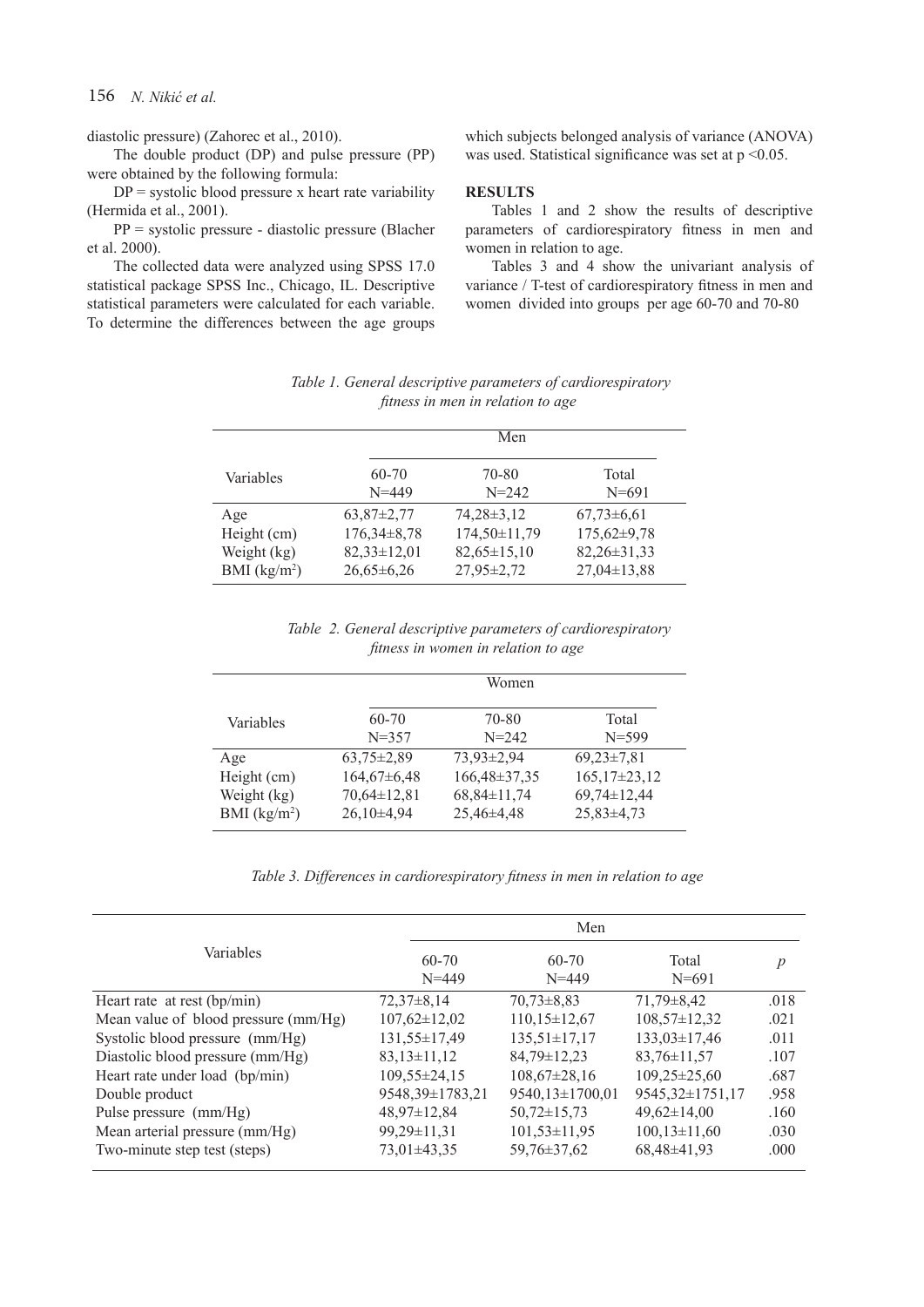diastolic pressure) (Zahorec et al., 2010).

The double product (DP) and pulse pressure (PP) were obtained by the following formula:

DP = systolic blood pressure x heart rate variability (Hermida et al., 2001).

PP = systolic pressure - diastolic pressure (Blacher et al. 2000).

The collected data were analyzed using SPSS 17.0 statistical package SPSS Inc., Chicago, IL. Descriptive statistical parameters were calculated for each variable. To determine the differences between the age groups which subjects belonged analysis of variance (ANOVA) was used. Statistical significance was set at $p < 0.05$.

## RESULTS

Tables 1 and 2 show the results of descriptive parameters of cardiorespiratory fitness in men and women in relation to age.

Tables 3 and 4 show the univariant analysis of variance / T-test of cardiorespiratory fitness in men and women divided into groups per age 60-70 and 70-80

*Table 1. General descriptive parameters of cardiorespiratory fitness in men in relation to age*

| Variables | Men | | |
|---|---|---|---|
| | 60-70 N=449 | 70-80 N=242 | Total N=691 |
| Age | 63,87±2,77 | 74,28±3,12 | 67,73±6,61 |
| Height (cm) | 176,34±8,78 | 174,50±11,79 | 175,62±9,78 |
| Weight (kg) | 82,33±12,01 | 82,65±15,10 | 82,26±31,33 |
| BMI ($kg/m^2$) | 26,65±6,26 | 27,95±2,72 | 27,04±13,88 |

*Table 2. General descriptive parameters of cardiorespiratory fitness in women in relation to age*

| Variables | Women | | |
|---|---|---|---|
| | 60-70 N=357 | 70-80 N=242 | Total N=599 |
| Age | 63,75±2,89 | 73,93±2,94 | 69,23±7,81 |
| Height (cm) | 164,67±6,48 | 166,48±37,35 | 165,17±23,12 |
| Weight (kg) | 70,64±12,81 | 68,84±11,74 | 69,74±12,44 |
| BMI ($kg/m^2$) | 26,10±4,94 | 25,46±4,48 | 25,83±4,73 |

*Table 3. Differences in cardiorespiratory fitness in men in relation to age*

| Variables | Men | | | |
|---|---|---|---|---|
| | 60-70 N=449 | 60-70 N=449 | Total N=691 | *p* |
| Heart rate at rest (bp/min) | 72,37±8,14 | 70,73±8,83 | 71,79±8,42 | .018 |
| Mean value of blood pressure (mm/Hg) | 107,62±12,02 | 110,15±12,67 | 108,57±12,32 | .021 |
| Systolic blood pressure (mm/Hg) | 131,55±17,49 | 135,51±17,17 | 133,03±17,46 | .011 |
| Diastolic blood pressure (mm/Hg) | 83,13±11,12 | 84,79±12,23 | 83,76±11,57 | .107 |
| Heart rate under load (bp/min) | 109,55±24,15 | 108,67±28,16 | 109,25±25,60 | .687 |
| Double product | 9548,39±1783,21 | 9540,13±1700,01 | 9545,32±1751,17 | .958 |
| Pulse pressure (mm/Hg) | 48,97±12,84 | 50,72±15,73 | 49,62±14,00 | .160 |
| Mean arterial pressure (mm/Hg) | 99,29±11,31 | 101,53±11,95 | 100,13±11,60 | .030 |
| Two-minute step test (steps) | 73,01±43,35 | 59,76±37,62 | 68,48±41,93 | .000 |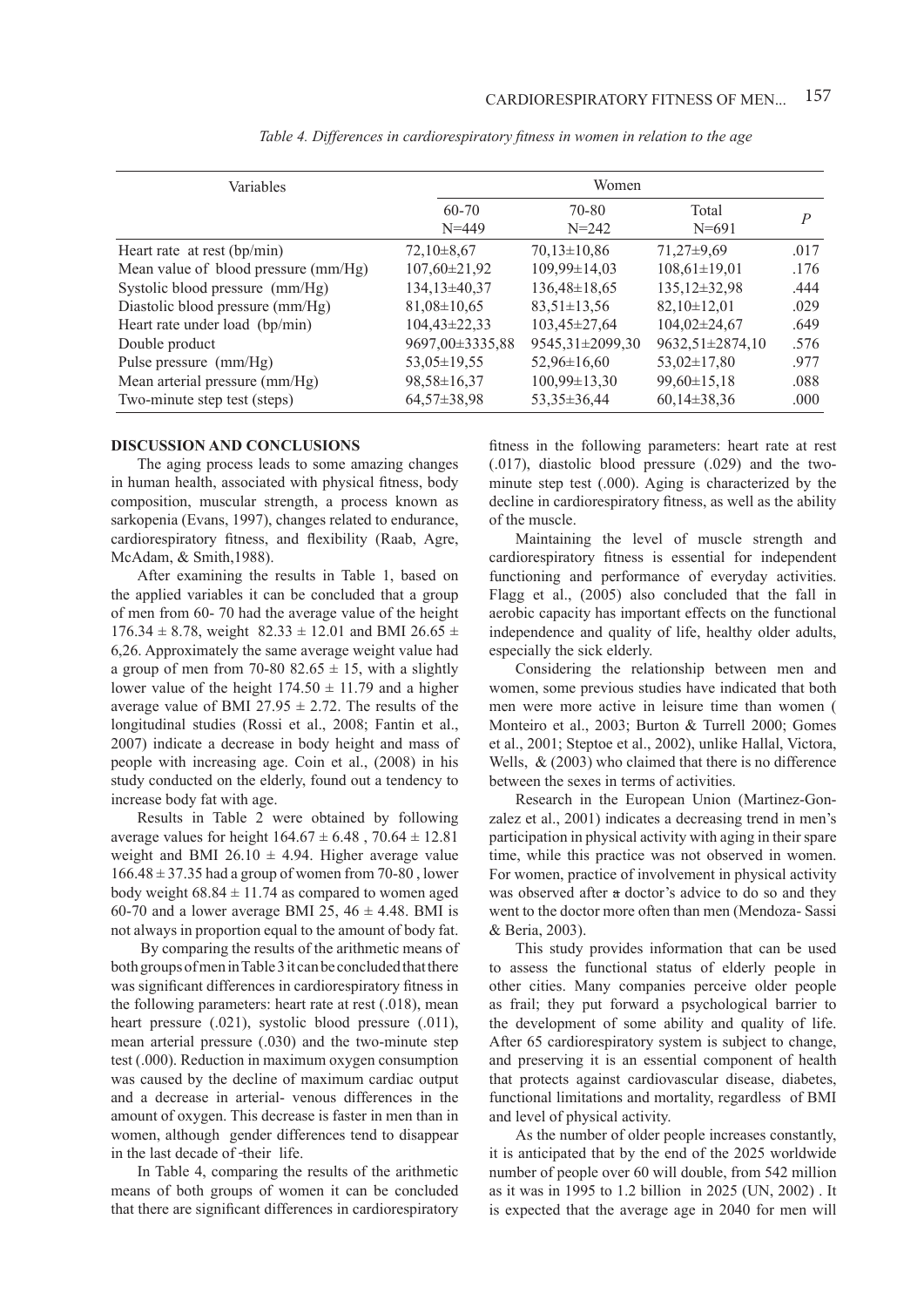*Table 4. Differences in cardiorespiratory fitness in women in relation to the age*

| Variables | Women | | | |
|---|---|---|---|---|
| | 60-70 N=449 | 70-80 N=242 | Total N=691 | *P* |
| Heart rate at rest (bp/min) | 72,10±8,67 | 70,13±10,86 | 71,27±9,69 | .017 |
| Mean value of blood pressure (mm/Hg) | 107,60±21,92 | 109,99±14,03 | 108,61±19,01 | .176 |
| Systolic blood pressure (mm/Hg) | 134,13±40,37 | 136,48±18,65 | 135,12±32,98 | .444 |
| Diastolic blood pressure (mm/Hg) | 81,08±10,65 | 83,51±13,56 | 82,10±12,01 | .029 |
| Heart rate under load (bp/min) | 104,43±22,33 | 103,45±27,64 | 104,02±24,67 | .649 |
| Double product | 9697,00±3335,88 | 9545,31±2099,30 | 9632,51±2874,10 | .576 |
| Pulse pressure (mm/Hg) | 53,05±19,55 | 52,96±16,60 | 53,02±17,80 | .977 |
| Mean arterial pressure (mm/Hg) | 98,58±16,37 | 100,99±13,30 | 99,60±15,18 | .088 |
| Two-minute step test (steps) | 64,57±38,98 | 53,35±36,44 | 60,14±38,36 | .000 |

## DISCUSSION AND CONCLUSIONS

The aging process leads to some amazing changes in human health, associated with physical fitness, body composition, muscular strength, a process known as sarkopenia (Evans, 1997), changes related to endurance, cardiorespiratory fitness, and flexibility (Raab, Agre, McAdam, & Smith,1988).

After examining the results in Table 1, based on the applied variables it can be concluded that a group of men from 60- 70 had the average value of the height 176.34 ± 8.78, weight 82.33 ± 12.01 and BMI 26.65 ± 6,26. Approximately the same average weight value had a group of men from 70-80 82.65 ± 15, with a slightly lower value of the height 174.50 ± 11.79 and a higher average value of BMI 27.95 ± 2.72. The results of the longitudinal studies (Rossi et al., 2008; Fantin et al., 2007) indicate a decrease in body height and mass of people with increasing age. Coin et al., (2008) in his study conducted on the elderly, found out a tendency to increase body fat with age.

Results in Table 2 were obtained by following average values for height 164.67 ± 6.48 , 70.64 ± 12.81 weight and BMI 26.10 ± 4.94. Higher average value 166.48 ± 37.35 had a group of women from 70-80 , lower body weight 68.84 ± 11.74 as compared to women aged 60-70 and a lower average BMI 25, 46 ± 4.48. BMI is not always in proportion equal to the amount of body fat.

By comparing the results of the arithmetic means of both groups of men in Table 3 it can be concluded that there was significant differences in cardiorespiratory fitness in the following parameters: heart rate at rest (.018), mean heart pressure (.021), systolic blood pressure (.011), mean arterial pressure (.030) and the two-minute step test (.000). Reduction in maximum oxygen consumption was caused by the decline of maximum cardiac output and a decrease in arterial- venous differences in the amount of oxygen. This decrease is faster in men than in women, although gender differences tend to disappear in the last decade of their life.

In Table 4, comparing the results of the arithmetic means of both groups of women it can be concluded that there are significant differences in cardiorespiratory fitness in the following parameters: heart rate at rest (.017), diastolic blood pressure (.029) and the two-minute step test (.000). Aging is characterized by the decline in cardiorespiratory fitness, as well as the ability of the muscle.

Maintaining the level of muscle strength and cardiorespiratory fitness is essential for independent functioning and performance of everyday activities. Flagg et al., (2005) also concluded that the fall in aerobic capacity has important effects on the functional independence and quality of life, healthy older adults, especially the sick elderly.

Considering the relationship between men and women, some previous studies have indicated that both men were more active in leisure time than women ( Monteiro et al., 2003; Burton & Turrell 2000; Gomes et al., 2001; Steptoe et al., 2002), unlike Hallal, Victora, Wells, & (2003) who claimed that there is no difference between the sexes in terms of activities.

Research in the European Union (Martinez-Gonzalez et al., 2001) indicates a decreasing trend in men's participation in physical activity with aging in their spare time, while this practice was not observed in women. For women, practice of involvement in physical activity was observed after a doctor's advice to do so and they went to the doctor more often than men (Mendoza- Sassi & Beria, 2003).

This study provides information that can be used to assess the functional status of elderly people in other cities. Many companies perceive older people as frail; they put forward a psychological barrier to the development of some ability and quality of life. After 65 cardiorespiratory system is subject to change, and preserving it is an essential component of health that protects against cardiovascular disease, diabetes, functional limitations and mortality, regardless of BMI and level of physical activity.

As the number of older people increases constantly, it is anticipated that by the end of the 2025 worldwide number of people over 60 will double, from 542 million as it was in 1995 to 1.2 billion in 2025 (UN, 2002) . It is expected that the average age in 2040 for men will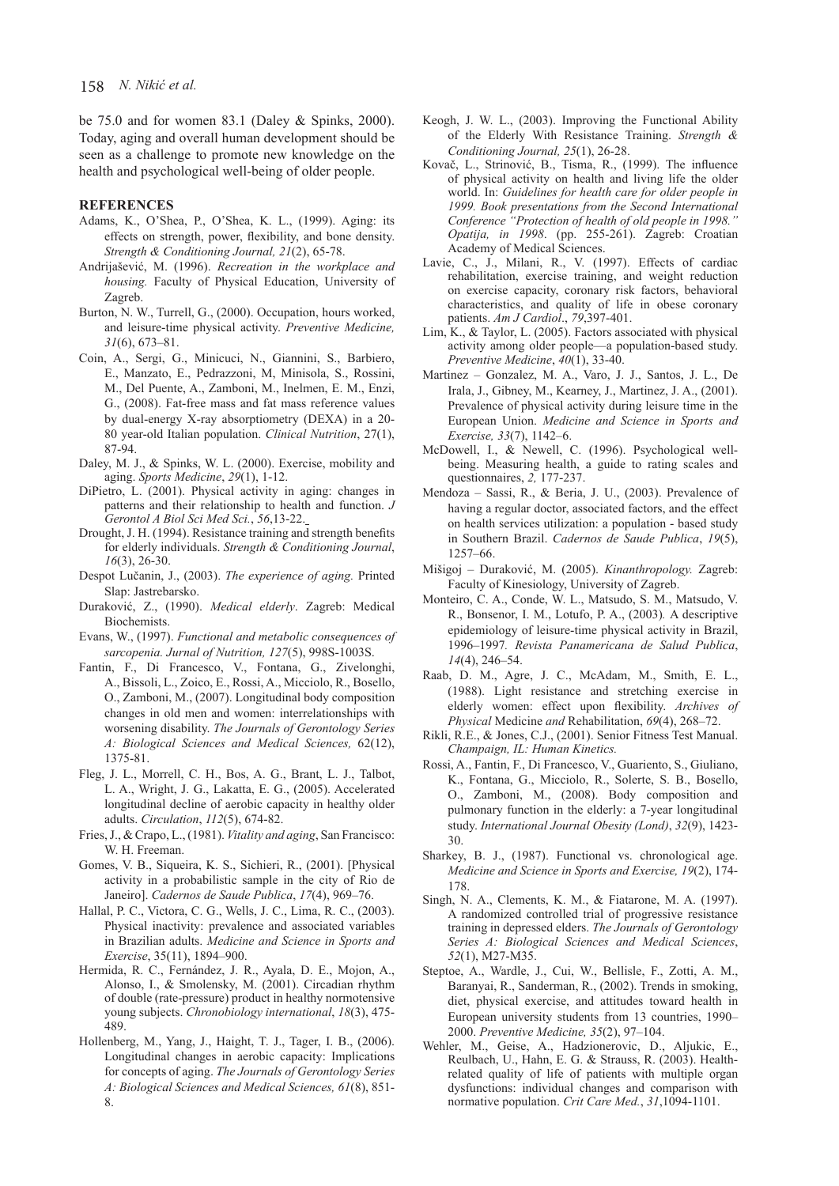be 75.0 and for women 83.1 (Daley & Spinks, 2000). Today, aging and overall human development should be seen as a challenge to promote new knowledge on the health and psychological well-being of older people.

## REFERENCES

Adams, K., O'Shea, P., O'Shea, K. L., (1999). Aging: its effects on strength, power, flexibility, and bone density. *Strength & Conditioning Journal, 21*(2), 65-78.

Andrijašević, M. (1996). *Recreation in the workplace and housing.* Faculty of Physical Education, University of Zagreb.

Burton, N. W., Turrell, G., (2000). Occupation, hours worked, and leisure-time physical activity. *Preventive Medicine, 31*(6), 673–81.

Coin, A., Sergi, G., Minicuci, N., Giannini, S., Barbiero, E., Manzato, E., Pedrazzoni, M, Minisola, S., Rossini, M., Del Puente, A., Zamboni, M., Inelmen, E. M., Enzi, G., (2008). Fat-free mass and fat mass reference values by dual-energy X-ray absorptiometry (DEXA) in a 20-80 year-old Italian population. *Clinical Nutrition*, 27(1), 87-94.

Daley, M. J., & Spinks, W. L. (2000). Exercise, mobility and aging. *Sports Medicine*, *29*(1), 1-12.

DiPietro, L. (2001). Physical activity in aging: changes in patterns and their relationship to health and function. *J Gerontol A Biol Sci Med Sci.*, *56*,13-22.

Drought, J. H. (1994). Resistance training and strength benefits for elderly individuals. *Strength & Conditioning Journal*, *16*(3), 26-30.

Despot Lučanin, J., (2003). *The experience of aging.* Printed Slap: Jastrebarsko.

Duraković, Z., (1990). *Medical elderly*. Zagreb: Medical Biochemists.

Evans, W., (1997). *Functional and metabolic consequences of sarcopenia. Jurnal of Nutrition, 127*(5), 998S-1003S.

Fantin, F., Di Francesco, V., Fontana, G., Zivelonghi, A., Bissoli, L., Zoico, E., Rossi, A., Micciolo, R., Bosello, O., Zamboni, M., (2007). Longitudinal body composition changes in old men and women: interrelationships with worsening disability. *The Journals of Gerontology Series A: Biological Sciences and Medical Sciences,* 62(12), 1375-81.

Fleg, J. L., Morrell, C. H., Bos, A. G., Brant, L. J., Talbot, L. A., Wright, J. G., Lakatta, E. G., (2005). Accelerated longitudinal decline of aerobic capacity in healthy older adults. *Circulation*, *112*(5), 674-82.

Fries, J., & Crapo, L., (1981). *Vitality and aging*, San Francisco: W. H. Freeman.

Gomes, V. B., Siqueira, K. S., Sichieri, R., (2001). [Physical activity in a probabilistic sample in the city of Rio de Janeiro]. *Cadernos de Saude Publica*, *17*(4), 969–76.

Hallal, P. C., Victora, C. G., Wells, J. C., Lima, R. C., (2003). Physical inactivity: prevalence and associated variables in Brazilian adults. *Medicine and Science in Sports and Exercise*, 35(11), 1894–900.

Hermida, R. C., Fernández, J. R., Ayala, D. E., Mojon, A., Alonso, I., & Smolensky, M. (2001). Circadian rhythm of double (rate-pressure) product in healthy normotensive young subjects. *Chronobiology international*, *18*(3), 475-489.

Hollenberg, M., Yang, J., Haight, T. J., Tager, I. B., (2006). Longitudinal changes in aerobic capacity: Implications for concepts of aging. *The Journals of Gerontology Series A: Biological Sciences and Medical Sciences, 61*(8), 851-8.

Keogh, J. W. L., (2003). Improving the Functional Ability of the Elderly With Resistance Training. *Strength & Conditioning Journal, 25*(1), 26-28.

Kovač, L., Strinović, B., Tisma, R., (1999). The influence of physical activity on health and living life the older world. In: *Guidelines for health care for older people in 1999. Book presentations from the Second International Conference "Protection of health of old people in 1998." Opatija, in 1998*. (pp. 255-261). Zagreb: Croatian Academy of Medical Sciences.

Lavie, C., J., Milani, R., V. (1997). Effects of cardiac rehabilitation, exercise training, and weight reduction on exercise capacity, coronary risk factors, behavioral characteristics, and quality of life in obese coronary patients. *Am J Cardiol*., *79*,397-401.

Lim, K., & Taylor, L. (2005). Factors associated with physical activity among older people—a population-based study. *Preventive Medicine*, *40*(1), 33-40.

Martinez – Gonzalez, M. A., Varo, J. J., Santos, J. L., De Irala, J., Gibney, M., Kearney, J., Martinez, J. A., (2001). Prevalence of physical activity during leisure time in the European Union. *Medicine and Science in Sports and Exercise, 33*(7), 1142–6.

McDowell, I., & Newell, C. (1996). Psychological well-being. Measuring health, a guide to rating scales and questionnaires, *2,* 177-237.

Mendoza – Sassi, R., & Beria, J. U., (2003). Prevalence of having a regular doctor, associated factors, and the effect on health services utilization: a population - based study in Southern Brazil. *Cadernos de Saude Publica*, *19*(5), 1257–66.

Mišigoj – Duraković, M. (2005). *Kinanthropology.* Zagreb: Faculty of Kinesiology, University of Zagreb.

Monteiro, C. A., Conde, W. L., Matsudo, S. M., Matsudo, V. R., Bonsenor, I. M., Lotufo, P. A., (2003). A descriptive epidemiology of leisure-time physical activity in Brazil, 1996–1997. *Revista Panamericana de Salud Publica*, *14*(4), 246–54.

Raab, D. M., Agre, J. C., McAdam, M., Smith, E. L., (1988). Light resistance and stretching exercise in elderly women: effect upon flexibility. *Archives of Physical* Medicine *and* Rehabilitation, *69*(4), 268–72.

Rikli, R.E., & Jones, C.J., (2001). Senior Fitness Test Manual. *Champaign, IL: Human Kinetics.*

Rossi, A., Fantin, F., Di Francesco, V., Guariento, S., Giuliano, K., Fontana, G., Micciolo, R., Solerte, S. B., Bosello, O., Zamboni, M., (2008). Body composition and pulmonary function in the elderly: a 7-year longitudinal study. *International Journal Obesity (Lond)*, *32*(9), 1423-30.

Sharkey, B. J., (1987). Functional vs. chronological age. *Medicine and Science in Sports and Exercise, 19*(2), 174-178.

Singh, N. A., Clements, K. M., & Fiatarone, M. A. (1997). A randomized controlled trial of progressive resistance training in depressed elders. *The Journals of Gerontology Series A: Biological Sciences and Medical Sciences*, *52*(1), M27-M35.

Steptoe, A., Wardle, J., Cui, W., Bellisle, F., Zotti, A. M., Baranyai, R., Sanderman, R., (2002). Trends in smoking, diet, physical exercise, and attitudes toward health in European university students from 13 countries, 1990–2000. *Preventive Medicine, 35*(2), 97–104.

Wehler, M., Geise, A., Hadzionerovic, D., Aljukic, E., Reulbach, U., Hahn, E. G. & Strauss, R. (2003). Health-related quality of life of patients with multiple organ dysfunctions: individual changes and comparison with normative population. *Crit Care Med.*, *31*,1094-1101.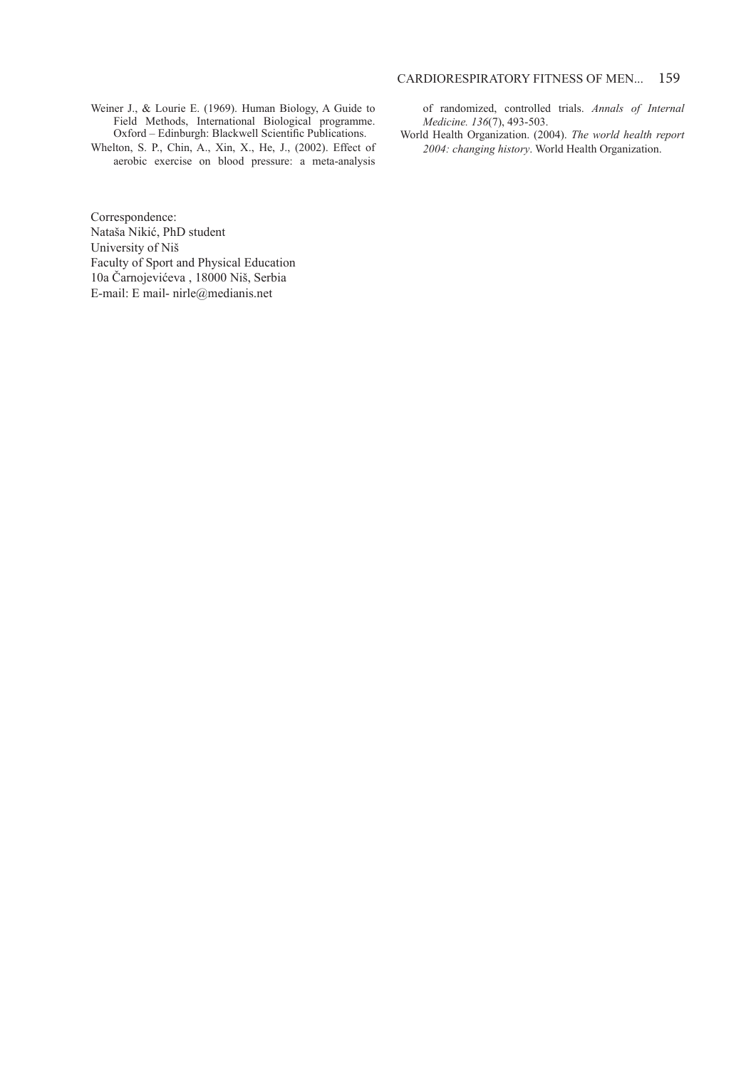Weiner J., & Lourie E. (1969). Human Biology, A Guide to Field Methods, International Biological programme. Oxford – Edinburgh: Blackwell Scientific Publications.

Whelton, S. P., Chin, A., Xin, X., He, J., (2002). Effect of aerobic exercise on blood pressure: a meta-analysis of randomized, controlled trials. *Annals of Internal Medicine. 136*(7), 493-503.

World Health Organization. (2004). *The world health report 2004: changing history*. World Health Organization.

Correspondence:
Nataša Nikić, PhD student
University of Niš
Faculty of Sport and Physical Education
10a Čarnojevićeva , 18000 Niš, Serbia
E-mail: E mail- nirle@medianis.net